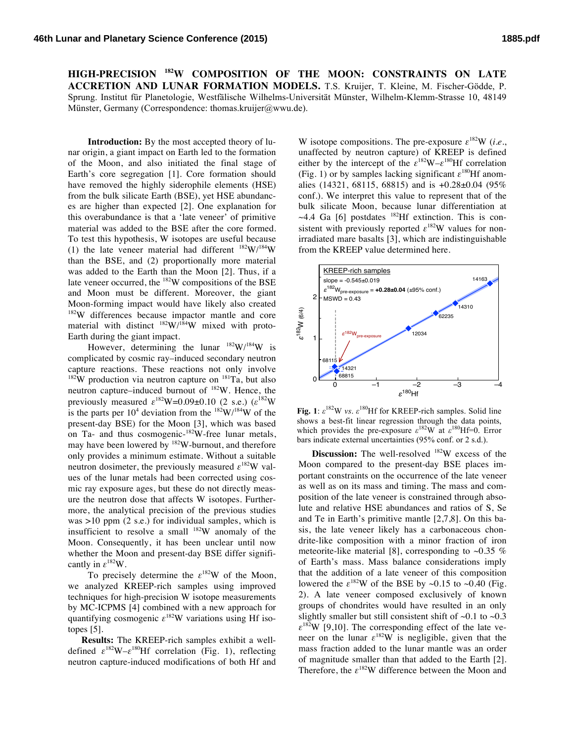# HIGH-PRECISION $^{182}$W COMPOSITION OF THE MOON: CONSTRAINTS ON LATE ACCRETION AND LUNAR FORMATION MODELS.

T.S. Kruijer, T. Kleine, M. Fischer-Gödde, P. Sprung. Institut für Planetologie, Westfälische Wilhelms-Universität Münster, Wilhelm-Klemm-Strasse 10, 48149 Münster, Germany (Correspondence: thomas.kruijer@wwu.de).

**Introduction:** By the most accepted theory of lunar origin, a giant impact on Earth led to the formation of the Moon, and also initiated the final stage of Earth's core segregation [1]. Core formation should have removed the highly siderophile elements (HSE) from the bulk silicate Earth (BSE), yet HSE abundances are higher than expected [2]. One explanation for this overabundance is that a 'late veneer' of primitive material was added to the BSE after the core formed. To test this hypothesis, W isotopes are useful because (1) the late veneer material had different $^{182}$W/$^{184}$W than the BSE, and (2) proportionally more material was added to the Earth than the Moon [2]. Thus, if a late veneer occurred, the $^{182}$W compositions of the BSE and Moon must be different. Moreover, the giant Moon-forming impact would have likely also created $^{182}$W differences because impactor mantle and core material with distinct $^{182}$W/$^{184}$W mixed with proto-Earth during the giant impact.

However, determining the lunar $^{182}$W/$^{184}$W is complicated by cosmic ray–induced secondary neutron capture reactions. These reactions not only involve $^{182}$W production via neutron capture on $^{181}$Ta, but also neutron capture–induced burnout of $^{182}$W. Hence, the previously measured $\varepsilon^{182}$W=0.09±0.10 (2 s.e.) ($\varepsilon^{182}$W is the parts per $10^4$ deviation from the $^{182}$W/$^{184}$W of the present-day BSE) for the Moon [3], which was based on Ta- and thus cosmogenic-$^{182}$W-free lunar metals, may have been lowered by $^{182}$W-burnout, and therefore only provides a minimum estimate. Without a suitable neutron dosimeter, the previously measured $\varepsilon^{182}$W values of the lunar metals had been corrected using cosmic ray exposure ages, but these do not directly measure the neutron dose that affects W isotopes. Furthermore, the analytical precision of the previous studies was >10 ppm (2 s.e.) for individual samples, which is insufficient to resolve a small $^{182}$W anomaly of the Moon. Consequently, it has been unclear until now whether the Moon and present-day BSE differ significantly in $\varepsilon^{182}$W.

To precisely determine the $\varepsilon^{182}$W of the Moon, we analyzed KREEP-rich samples using improved techniques for high-precision W isotope measurements by MC-ICPMS [4] combined with a new approach for quantifying cosmogenic $\varepsilon^{182}$W variations using Hf isotopes [5].

**Results:** The KREEP-rich samples exhibit a well-defined $\varepsilon^{182}$W–$\varepsilon^{180}$Hf correlation (Fig. 1), reflecting neutron capture-induced modifications of both Hf and W isotope compositions. The pre-exposure $\varepsilon^{182}$W (*i.e.*, unaffected by neutron capture) of KREEP is defined either by the intercept of the $\varepsilon^{182}$W–$\varepsilon^{180}$Hf correlation (Fig. 1) or by samples lacking significant $\varepsilon^{180}$Hf anomalies (14321, 68115, 68815) and is +0.28±0.04 (95% conf.). We interpret this value to represent that of the bulk silicate Moon, because lunar differentiation at ~4.4 Ga [6] postdates $^{182}$Hf extinction. This is consistent with previously reported $\varepsilon^{182}$W values for non-irradiated mare basalts [3], which are indistinguishable from the KREEP value determined here.

**Fig. 1**: $\varepsilon^{182}$W *vs.* $\varepsilon^{180}$Hf for KREEP-rich samples. Solid line shows a best-fit linear regression through the data points, which provides the pre-exposure $\varepsilon^{182}$W at $\varepsilon^{180}$Hf=0. Error bars indicate external uncertainties (95% conf. or 2 s.d.).

**Discussion:** The well-resolved $^{182}$W excess of the Moon compared to the present-day BSE places important constraints on the occurrence of the late veneer as well as on its mass and timing. The mass and composition of the late veneer is constrained through absolute and relative HSE abundances and ratios of S, Se and Te in Earth's primitive mantle [2,7,8]. On this basis, the late veneer likely has a carbonaceous chondrite-like composition with a minor fraction of iron meteorite-like material [8], corresponding to ~0.35 % of Earth's mass. Mass balance considerations imply that the addition of a late veneer of this composition lowered the $\varepsilon^{182}$W of the BSE by ~0.15 to ~0.40 (Fig. 2). A late veneer composed exclusively of known groups of chondrites would have resulted in an only slightly smaller but still consistent shift of ~0.1 to ~0.3 $\varepsilon^{182}$W [9,10]. The corresponding effect of the late veneer on the lunar $\varepsilon^{182}$W is negligible, given that the mass fraction added to the lunar mantle was an order of magnitude smaller than that added to the Earth [2]. Therefore, the $\varepsilon^{182}$W difference between the Moon and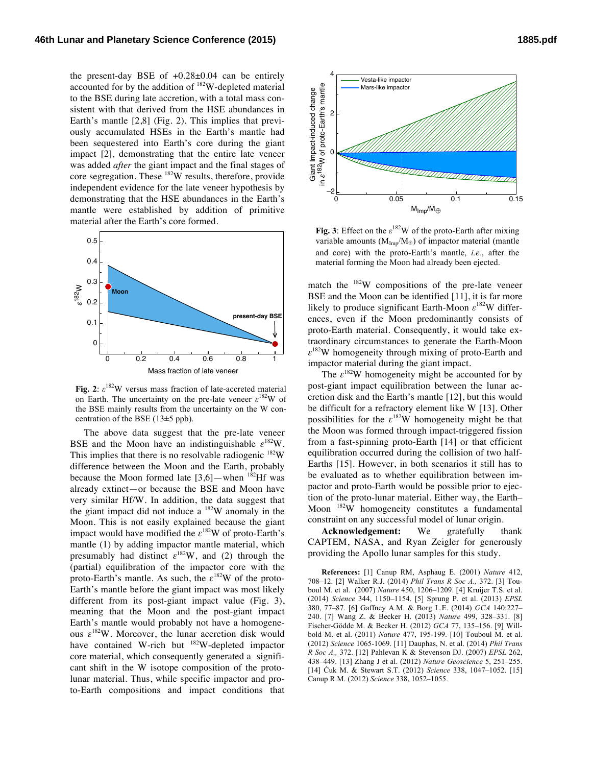the present-day BSE of +0.28±0.04 can be entirely accounted for by the addition of $^{182}$W-depleted material to the BSE during late accretion, with a total mass consistent with that derived from the HSE abundances in Earth's mantle [2,8] (Fig. 2). This implies that previously accumulated HSEs in the Earth's mantle had been sequestered into Earth's core during the giant impact [2], demonstrating that the entire late veneer was added *after* the giant impact and the final stages of core segregation. These $^{182}$W results, therefore, provide independent evidence for the late veneer hypothesis by demonstrating that the HSE abundances in the Earth's mantle were established by addition of primitive material after the Earth's core formed.

0.5
0.4
0.3
0.2
0.1
0
$\varepsilon^{182}$W
Moon
present-day BSE
0
0.2
0.4
0.6
0.8
1
Mass fraction of late veneer

**Fig. 2**: $\varepsilon^{182}$W versus mass fraction of late-accreted material on Earth. The uncertainty on the pre-late veneer $\varepsilon^{182}$W of the BSE mainly results from the uncertainty on the W concentration of the BSE (13±5 ppb).

The above data suggest that the pre-late veneer BSE and the Moon have an indistinguishable $\varepsilon^{182}$W. This implies that there is no resolvable radiogenic $^{182}$W difference between the Moon and the Earth, probably because the Moon formed late [3,6]—when $^{182}$Hf was already extinct—or because the BSE and Moon have very similar Hf/W. In addition, the data suggest that the giant impact did not induce a $^{182}$W anomaly in the Moon. This is not easily explained because the giant impact would have modified the $\varepsilon^{182}$W of proto-Earth's mantle (1) by adding impactor mantle material, which presumably had distinct $\varepsilon^{182}$W, and (2) through the (partial) equilibration of the impactor core with the proto-Earth's mantle. As such, the $\varepsilon^{182}$W of the proto-Earth's mantle before the giant impact was most likely different from its post-giant impact value (Fig. 3), meaning that the Moon and the post-giant impact Earth's mantle would probably not have a homogeneous $\varepsilon^{182}$W. Moreover, the lunar accretion disk would have contained W-rich but $^{182}$W-depleted impactor core material, which consequently generated a significant shift in the W isotope composition of the proto-lunar material. Thus, while specific impactor and proto-Earth compositions and impact conditions that match the $^{182}$W compositions of the pre-late veneer BSE and the Moon can be identified [11], it is far more likely to produce significant Earth-Moon $\varepsilon^{182}$W differences, even if the Moon predominantly consists of proto-Earth material. Consequently, it would take extraordinary circumstances to generate the Earth-Moon $\varepsilon^{182}$W homogeneity through mixing of proto-Earth and impactor material during the giant impact.

4
2
0
−2
Giant Impact-induced change in $\varepsilon^{182}$W of proto-Earth's mantle
Vesta-like impactor
Mars-like impactor
0
0.05
0.1
0.15
$M_{Imp}/M_{\oplus}$

**Fig. 3**: Effect on the $\varepsilon^{182}$W of the proto-Earth after mixing variable amounts ($M_{Imp}/M_{\oplus}$) of impactor material (mantle and core) with the proto-Earth's mantle, *i.e.*, after the material forming the Moon had already been ejected.

The $\varepsilon^{182}$W homogeneity might be accounted for by post-giant impact equilibration between the lunar accretion disk and the Earth's mantle [12], but this would be difficult for a refractory element like W [13]. Other possibilities for the $\varepsilon^{182}$W homogeneity might be that the Moon was formed through impact-triggered fission from a fast-spinning proto-Earth [14] or that efficient equilibration occurred during the collision of two half-Earths [15]. However, in both scenarios it still has to be evaluated as to whether equilibration between impactor and proto-Earth would be possible prior to ejection of the proto-lunar material. Either way, the Earth–Moon $^{182}$W homogeneity constitutes a fundamental constraint on any successful model of lunar origin.

**Acknowledgement:** We gratefully thank CAPTEM, NASA, and Ryan Zeigler for generously providing the Apollo lunar samples for this study.

**References:** [1] Canup RM, Asphaug E. (2001) *Nature* 412, 708–12. [2] Walker R.J. (2014) *Phil Trans R Soc A.,* 372. [3] Touboul M. et al. (2007) *Nature* 450, 1206–1209. [4] Kruijer T.S. et al. (2014) *Science* 344, 1150–1154. [5] Sprung P. et al. (2013) *EPSL* 380, 77–87. [6] Gaffney A.M. & Borg L.E. (2014) *GCA* 140:227–240. [7] Wang Z. & Becker H. (2013) *Nature* 499, 328–331. [8] Fischer-Gödde M. & Becker H. (2012) *GCA* 77, 135–156. [9] Willbold M. et al. (2011) *Nature* 477, 195-199. [10] Touboul M. et al. (2012) *Science* 1065-1069. [11] Dauphas, N. et al. (2014) *Phil Trans R Soc A.,* 372. [12] Pahlevan K & Stevenson DJ. (2007) *EPSL* 262, 438–449. [13] Zhang J et al. (2012) *Nature Geoscience* 5, 251–255. [14] Ćuk M. & Stewart S.T. (2012) *Science* 338, 1047–1052. [15] Canup R.M. (2012) *Science* 338, 1052–1055.